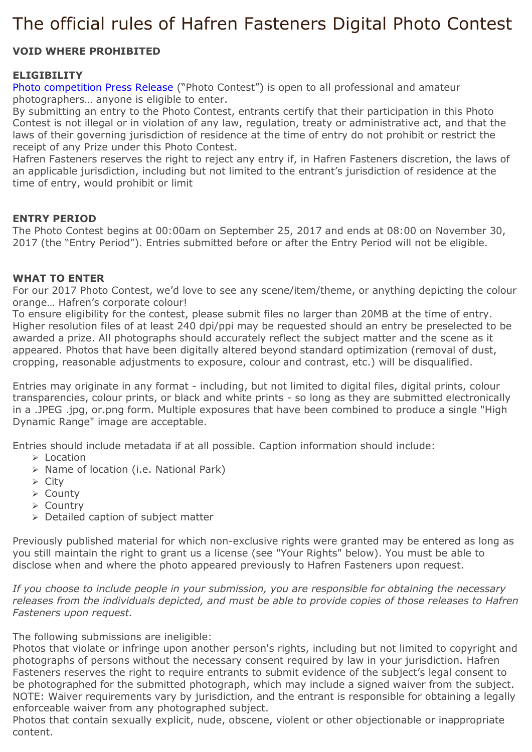# The official rules of Hafren Fasteners Digital Photo Contest

**VOID WHERE PROHIBITED**

**ELIGIBILITY**

Photo competition Press Release ("Photo Contest") is open to all professional and amateur photographers… anyone is eligible to enter.

By submitting an entry to the Photo Contest, entrants certify that their participation in this Photo Contest is not illegal or in violation of any law, regulation, treaty or administrative act, and that the laws of their governing jurisdiction of residence at the time of entry do not prohibit or restrict the receipt of any Prize under this Photo Contest.

Hafren Fasteners reserves the right to reject any entry if, in Hafren Fasteners discretion, the laws of an applicable jurisdiction, including but not limited to the entrant's jurisdiction of residence at the time of entry, would prohibit or limit

**ENTRY PERIOD**

The Photo Contest begins at 00:00am on September 25, 2017 and ends at 08:00 on November 30, 2017 (the "Entry Period"). Entries submitted before or after the Entry Period will not be eligible.

**WHAT TO ENTER**

For our 2017 Photo Contest, we'd love to see any scene/item/theme, or anything depicting the colour orange… Hafren's corporate colour!

To ensure eligibility for the contest, please submit files no larger than 20MB at the time of entry. Higher resolution files of at least 240 dpi/ppi may be requested should an entry be preselected to be awarded a prize. All photographs should accurately reflect the subject matter and the scene as it appeared. Photos that have been digitally altered beyond standard optimization (removal of dust, cropping, reasonable adjustments to exposure, colour and contrast, etc.) will be disqualified.

Entries may originate in any format - including, but not limited to digital files, digital prints, colour transparencies, colour prints, or black and white prints - so long as they are submitted electronically in a .JPEG .jpg, or.png form. Multiple exposures that have been combined to produce a single "High Dynamic Range" image are acceptable.

Entries should include metadata if at all possible. Caption information should include:

- Location
- Name of location (i.e. National Park)
- City
- County
- Country
- Detailed caption of subject matter

Previously published material for which non-exclusive rights were granted may be entered as long as you still maintain the right to grant us a license (see "Your Rights" below). You must be able to disclose when and where the photo appeared previously to Hafren Fasteners upon request.

*If you choose to include people in your submission, you are responsible for obtaining the necessary releases from the individuals depicted, and must be able to provide copies of those releases to Hafren Fasteners upon request.*

The following submissions are ineligible:

- Photos that violate or infringe upon another person's rights, including but not limited to copyright and photographs of persons without the necessary consent required by law in your jurisdiction. Hafren Fasteners reserves the right to require entrants to submit evidence of the subject's legal consent to be photographed for the submitted photograph, which may include a signed waiver from the subject. NOTE: Waiver requirements vary by jurisdiction, and the entrant is responsible for obtaining a legally enforceable waiver from any photographed subject.
- Photos that contain sexually explicit, nude, obscene, violent or other objectionable or inappropriate content.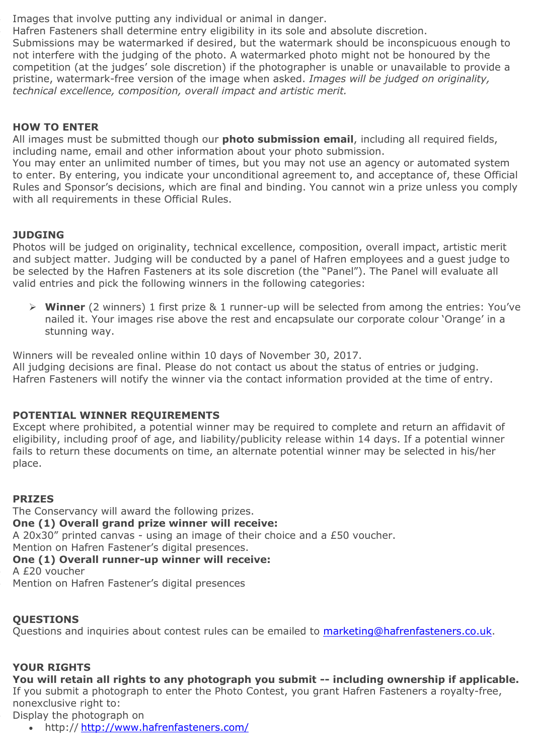- Images that involve putting any individual or animal in danger.
- Hafren Fasteners shall determine entry eligibility in its sole and absolute discretion.

Submissions may be watermarked if desired, but the watermark should be inconspicuous enough to not interfere with the judging of the photo. A watermarked photo might not be honoured by the competition (at the judges' sole discretion) if the photographer is unable or unavailable to provide a pristine, watermark-free version of the image when asked. *Images will be judged on originality, technical excellence, composition, overall impact and artistic merit.*

## HOW TO ENTER

All images must be submitted though our **photo submission email**, including all required fields, including name, email and other information about your photo submission.

You may enter an unlimited number of times, but you may not use an agency or automated system to enter. By entering, you indicate your unconditional agreement to, and acceptance of, these Official Rules and Sponsor's decisions, which are final and binding. You cannot win a prize unless you comply with all requirements in these Official Rules.

## JUDGING

Photos will be judged on originality, technical excellence, composition, overall impact, artistic merit and subject matter. Judging will be conducted by a panel of Hafren employees and a guest judge to be selected by the Hafren Fasteners at its sole discretion (the "Panel"). The Panel will evaluate all valid entries and pick the following winners in the following categories:

- **Winner** (2 winners) 1 first prize & 1 runner-up will be selected from among the entries: You've nailed it. Your images rise above the rest and encapsulate our corporate colour 'Orange' in a stunning way.

Winners will be revealed online within 10 days of November 30, 2017.
All judging decisions are final. Please do not contact us about the status of entries or judging.
Hafren Fasteners will notify the winner via the contact information provided at the time of entry.

## POTENTIAL WINNER REQUIREMENTS

Except where prohibited, a potential winner may be required to complete and return an affidavit of eligibility, including proof of age, and liability/publicity release within 14 days. If a potential winner fails to return these documents on time, an alternate potential winner may be selected in his/her place.

## PRIZES

The Conservancy will award the following prizes.

**One (1) Overall grand prize winner will receive:**

A 20x30" printed canvas - using an image of their choice and a £50 voucher.
Mention on Hafren Fastener's digital presences.

**One (1) Overall runner-up winner will receive:**

- A £20 voucher
- Mention on Hafren Fastener's digital presences

## QUESTIONS

Questions and inquiries about contest rules can be emailed to marketing@hafrenfasteners.co.uk.

## YOUR RIGHTS

**You will retain all rights to any photograph you submit -- including ownership if applicable.**
If you submit a photograph to enter the Photo Contest, you grant Hafren Fasteners a royalty-free, nonexclusive right to:

- Display the photograph on
  - http:// http://www.hafrenfasteners.com/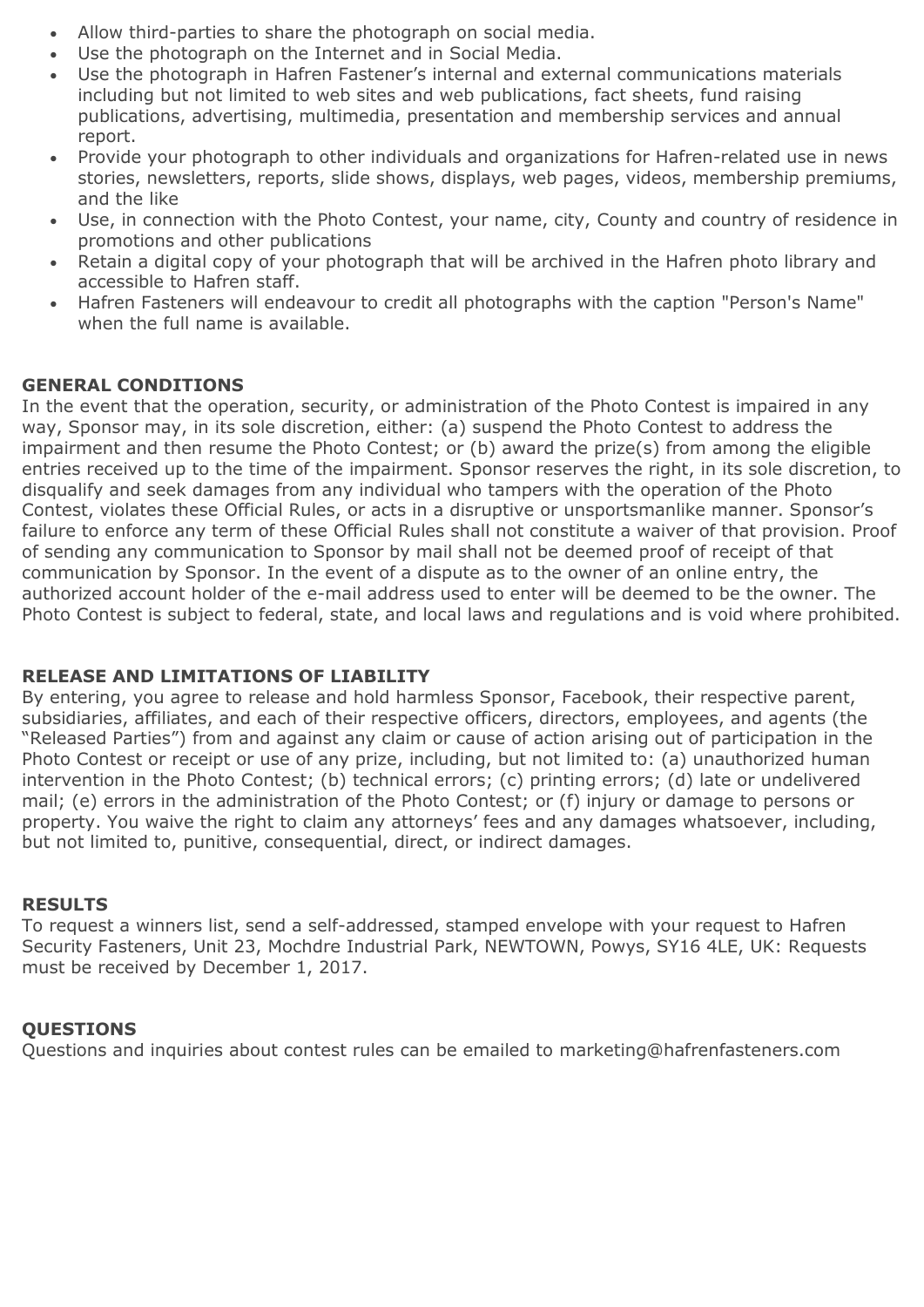- Allow third-parties to share the photograph on social media.
- Use the photograph on the Internet and in Social Media.
- Use the photograph in Hafren Fastener's internal and external communications materials including but not limited to web sites and web publications, fact sheets, fund raising publications, advertising, multimedia, presentation and membership services and annual report.
- Provide your photograph to other individuals and organizations for Hafren-related use in news stories, newsletters, reports, slide shows, displays, web pages, videos, membership premiums, and the like
- Use, in connection with the Photo Contest, your name, city, County and country of residence in promotions and other publications
- Retain a digital copy of your photograph that will be archived in the Hafren photo library and accessible to Hafren staff.
- Hafren Fasteners will endeavour to credit all photographs with the caption "Person's Name" when the full name is available.

**GENERAL CONDITIONS**

In the event that the operation, security, or administration of the Photo Contest is impaired in any way, Sponsor may, in its sole discretion, either: (a) suspend the Photo Contest to address the impairment and then resume the Photo Contest; or (b) award the prize(s) from among the eligible entries received up to the time of the impairment. Sponsor reserves the right, in its sole discretion, to disqualify and seek damages from any individual who tampers with the operation of the Photo Contest, violates these Official Rules, or acts in a disruptive or unsportsmanlike manner. Sponsor's failure to enforce any term of these Official Rules shall not constitute a waiver of that provision. Proof of sending any communication to Sponsor by mail shall not be deemed proof of receipt of that communication by Sponsor. In the event of a dispute as to the owner of an online entry, the authorized account holder of the e-mail address used to enter will be deemed to be the owner. The Photo Contest is subject to federal, state, and local laws and regulations and is void where prohibited.

**RELEASE AND LIMITATIONS OF LIABILITY**

By entering, you agree to release and hold harmless Sponsor, Facebook, their respective parent, subsidiaries, affiliates, and each of their respective officers, directors, employees, and agents (the "Released Parties") from and against any claim or cause of action arising out of participation in the Photo Contest or receipt or use of any prize, including, but not limited to: (a) unauthorized human intervention in the Photo Contest; (b) technical errors; (c) printing errors; (d) late or undelivered mail; (e) errors in the administration of the Photo Contest; or (f) injury or damage to persons or property. You waive the right to claim any attorneys' fees and any damages whatsoever, including, but not limited to, punitive, consequential, direct, or indirect damages.

**RESULTS**

To request a winners list, send a self-addressed, stamped envelope with your request to Hafren Security Fasteners, Unit 23, Mochdre Industrial Park, NEWTOWN, Powys, SY16 4LE, UK: Requests must be received by December 1, 2017.

**QUESTIONS**

Questions and inquiries about contest rules can be emailed to marketing@hafrenfasteners.com